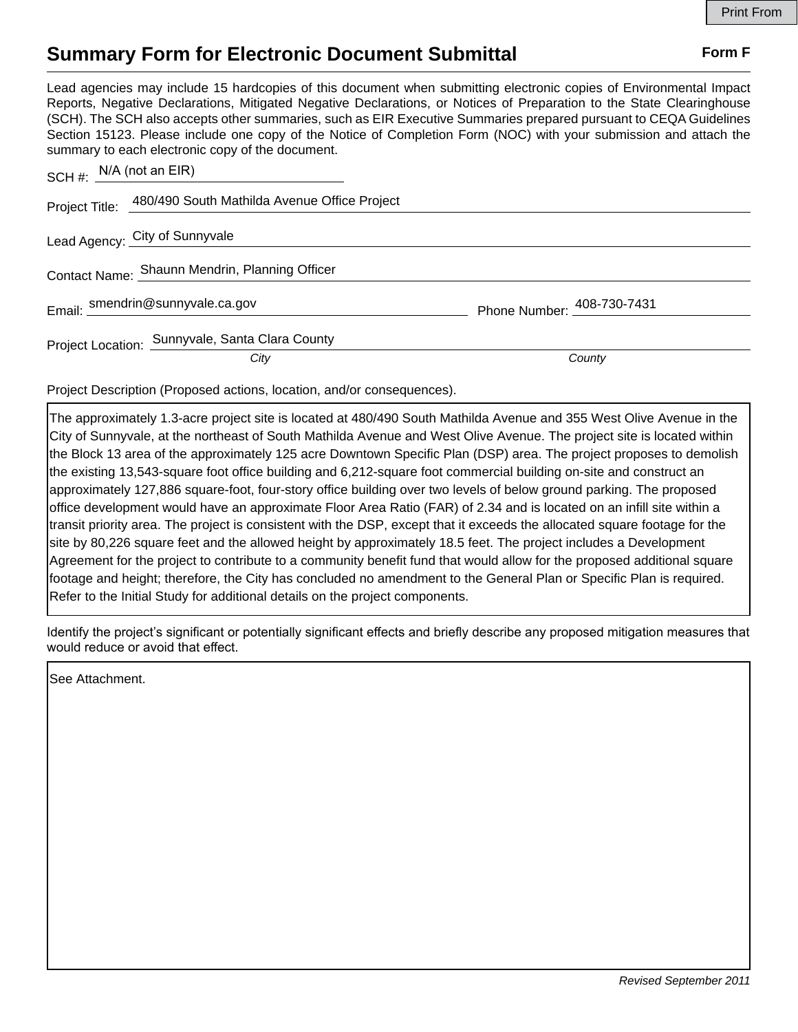# Summary Form for Electronic Document Submittal

**Form F**

Lead agencies may include 15 hardcopies of this document when submitting electronic copies of Environmental Impact Reports, Negative Declarations, Mitigated Negative Declarations, or Notices of Preparation to the State Clearinghouse (SCH). The SCH also accepts other summaries, such as EIR Executive Summaries prepared pursuant to CEQA Guidelines Section 15123. Please include one copy of the Notice of Completion Form (NOC) with your submission and attach the summary to each electronic copy of the document.

SCH #: N/A (not an EIR)

Project Title: 480/490 South Mathilda Avenue Office Project

Lead Agency: City of Sunnyvale

Contact Name: Shaunn Mendrin, Planning Officer

Email: smendrin@sunnyvale.ca.gov

Phone Number: 408-730-7431

Project Location: Sunnyvale, Santa Clara County

*City* *County*

Project Description (Proposed actions, location, and/or consequences).

The approximately 1.3-acre project site is located at 480/490 South Mathilda Avenue and 355 West Olive Avenue in the City of Sunnyvale, at the northeast of South Mathilda Avenue and West Olive Avenue. The project site is located within the Block 13 area of the approximately 125 acre Downtown Specific Plan (DSP) area. The project proposes to demolish the existing 13,543-square foot office building and 6,212-square foot commercial building on-site and construct an approximately 127,886 square-foot, four-story office building over two levels of below ground parking. The proposed office development would have an approximate Floor Area Ratio (FAR) of 2.34 and is located on an infill site within a transit priority area. The project is consistent with the DSP, except that it exceeds the allocated square footage for the site by 80,226 square feet and the allowed height by approximately 18.5 feet. The project includes a Development Agreement for the project to contribute to a community benefit fund that would allow for the proposed additional square footage and height; therefore, the City has concluded no amendment to the General Plan or Specific Plan is required. Refer to the Initial Study for additional details on the project components.

Identify the project's significant or potentially significant effects and briefly describe any proposed mitigation measures that would reduce or avoid that effect.

See Attachment.

*Revised September 2011*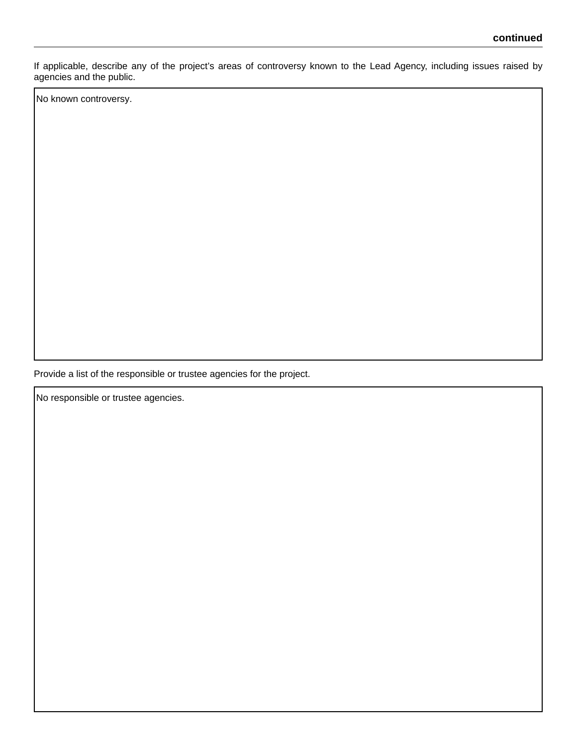**continued**

If applicable, describe any of the project's areas of controversy known to the Lead Agency, including issues raised by agencies and the public.

No known controversy.

Provide a list of the responsible or trustee agencies for the project.

No responsible or trustee agencies.